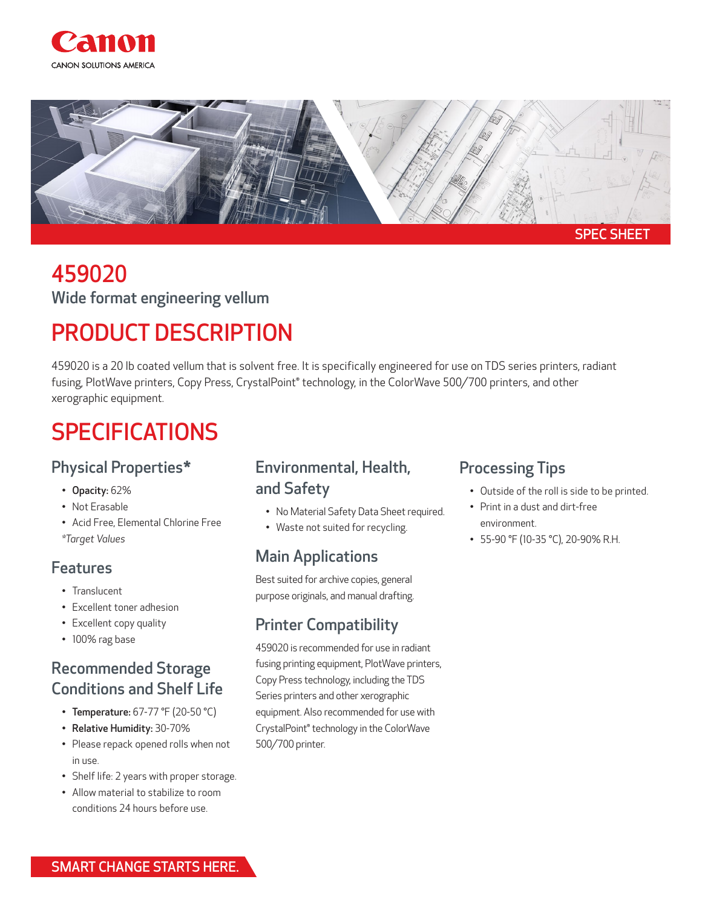Canon

CANON SOLUTIONS AMERICA

SPEC SHEET

# 459020

Wide format engineering vellum

## PRODUCT DESCRIPTION

459020 is a 20 lb coated vellum that is solvent free. It is specifically engineered for use on TDS series printers, radiant fusing, PlotWave printers, Copy Press, CrystalPoint® technology, in the ColorWave 500/700 printers, and other xerographic equipment.

## SPECIFICATIONS

### Physical Properties*

- **Opacity:** 62%
- Not Erasable
- Acid Free, Elemental Chlorine Free

*Target Values*

### Features

- Translucent
- Excellent toner adhesion
- Excellent copy quality
- 100% rag base

### Recommended Storage Conditions and Shelf Life

- **Temperature:** 67-77 °F (20-50 °C)
- **Relative Humidity:** 30-70%
- Please repack opened rolls when not in use.
- Shelf life: 2 years with proper storage.
- Allow material to stabilize to room conditions 24 hours before use.

### Environmental, Health, and Safety

- No Material Safety Data Sheet required.
- Waste not suited for recycling.

### Main Applications

Best suited for archive copies, general purpose originals, and manual drafting.

### Printer Compatibility

459020 is recommended for use in radiant fusing printing equipment, PlotWave printers, Copy Press technology, including the TDS Series printers and other xerographic equipment. Also recommended for use with CrystalPoint® technology in the ColorWave 500/700 printer.

### Processing Tips

- Outside of the roll is side to be printed.
- Print in a dust and dirt-free environment.
- 55-90 °F (10-35 °C), 20-90% R.H.

SMART CHANGE STARTS HERE.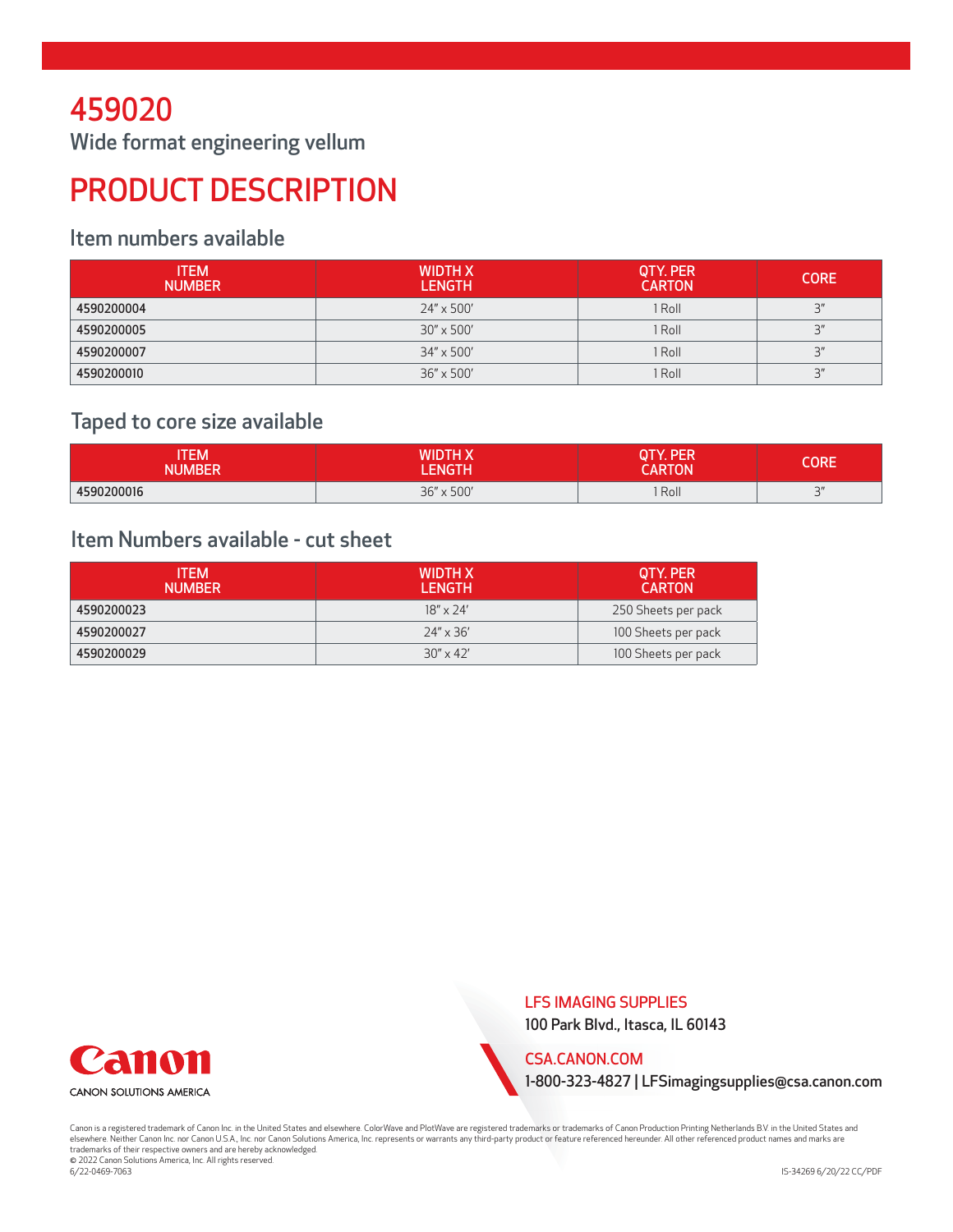# 459020

Wide format engineering vellum

## PRODUCT DESCRIPTION

### Item numbers available

| ITEM NUMBER | WIDTH X LENGTH | QTY. PER CARTON | CORE |
|---|---|---|---|
| 4590200004 | 24″ x 500′ | 1 Roll | 3″ |
| 4590200005 | 30″ x 500′ | 1 Roll | 3″ |
| 4590200007 | 34″ x 500′ | 1 Roll | 3″ |
| 4590200010 | 36″ x 500′ | 1 Roll | 3″ |

### Taped to core size available

| ITEM NUMBER | WIDTH X LENGTH | QTY. PER CARTON | CORE |
|---|---|---|---|
| 4590200016 | 36″ x 500′ | 1 Roll | 3″ |

### Item Numbers available - cut sheet

| ITEM NUMBER | WIDTH X LENGTH | QTY. PER CARTON |
|---|---|---|
| 4590200023 | 18″ x 24′ | 250 Sheets per pack |
| 4590200027 | 24″ x 36′ | 100 Sheets per pack |
| 4590200029 | 30″ x 42′ | 100 Sheets per pack |

Canon
CANON SOLUTIONS AMERICA

LFS IMAGING SUPPLIES
100 Park Blvd., Itasca, IL 60143

CSA.CANON.COM
1-800-323-4827 | LFSimagingsupplies@csa.canon.com

Canon is a registered trademark of Canon Inc. in the United States and elsewhere. ColorWave and PlotWave are registered trademarks or trademarks of Canon Production Printing Netherlands B.V. in the United States and elsewhere. Neither Canon Inc. nor Canon U.S.A., Inc. nor Canon Solutions America, Inc. represents or warrants any third-party product or feature referenced hereunder. All other referenced product names and marks are trademarks of their respective owners and are hereby acknowledged.
© 2022 Canon Solutions America, Inc. All rights reserved.
6/22-0469-7063

IS-34269 6/20/22 CC/PDF